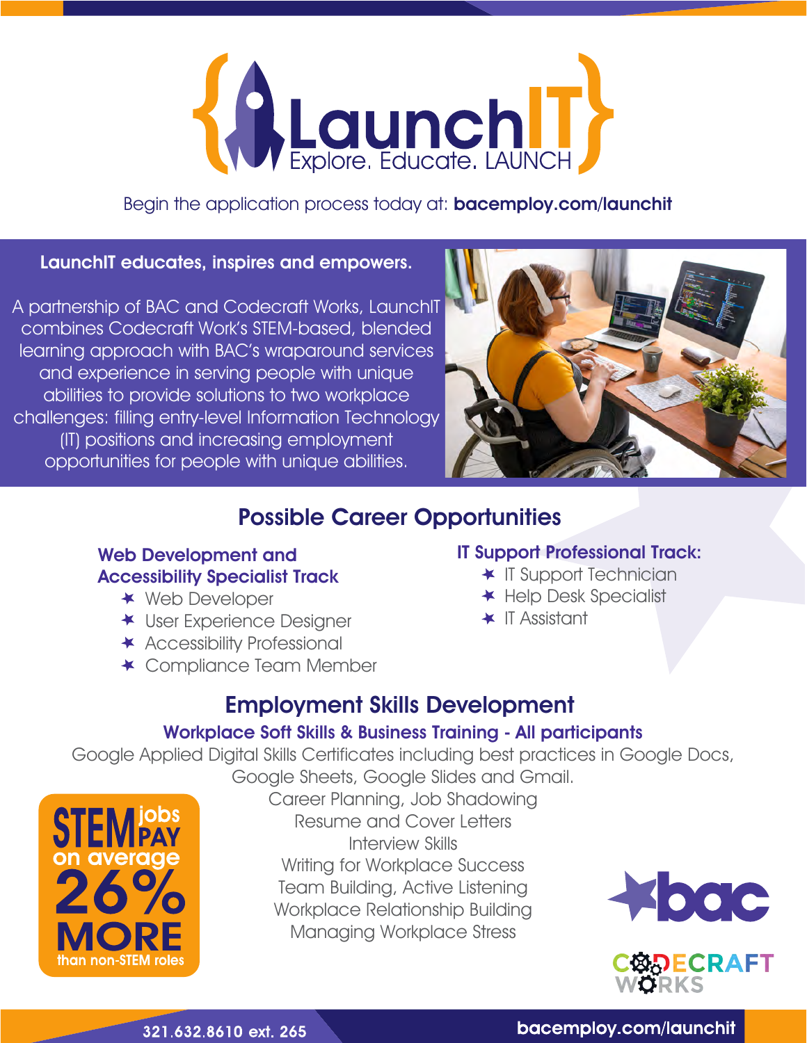# {LaunchIT}

Explore. Educate. LAUNCH

Begin the application process today at: **bacemploy.com/launchit**

**LaunchIT educates, inspires and empowers.**

A partnership of BAC and Codecraft Works, LaunchIT combines Codecraft Work's STEM-based, blended learning approach with BAC's wraparound services and experience in serving people with unique abilities to provide solutions to two workplace challenges: filling entry-level Information Technology (IT) positions and increasing employment opportunities for people with unique abilities.

## Possible Career Opportunities

### Web Development and Accessibility Specialist Track

- Web Developer
- User Experience Designer
- Accessibility Professional
- Compliance Team Member

### IT Support Professional Track:

- IT Support Technician
- Help Desk Specialist
- IT Assistant

## Employment Skills Development

### Workplace Soft Skills & Business Training - All participants

Google Applied Digital Skills Certificates including best practices in Google Docs, Google Sheets, Google Slides and Gmail.

Career Planning, Job Shadowing

Resume and Cover Letters

Interview Skills

Writing for Workplace Success

Team Building, Active Listening

Workplace Relationship Building

Managing Workplace Stress

**STEM jobs PAY on average 26% MORE than non-STEM roles**

bac

CODECRAFT WORKS

321.632.8610 ext. 265

bacemploy.com/launchit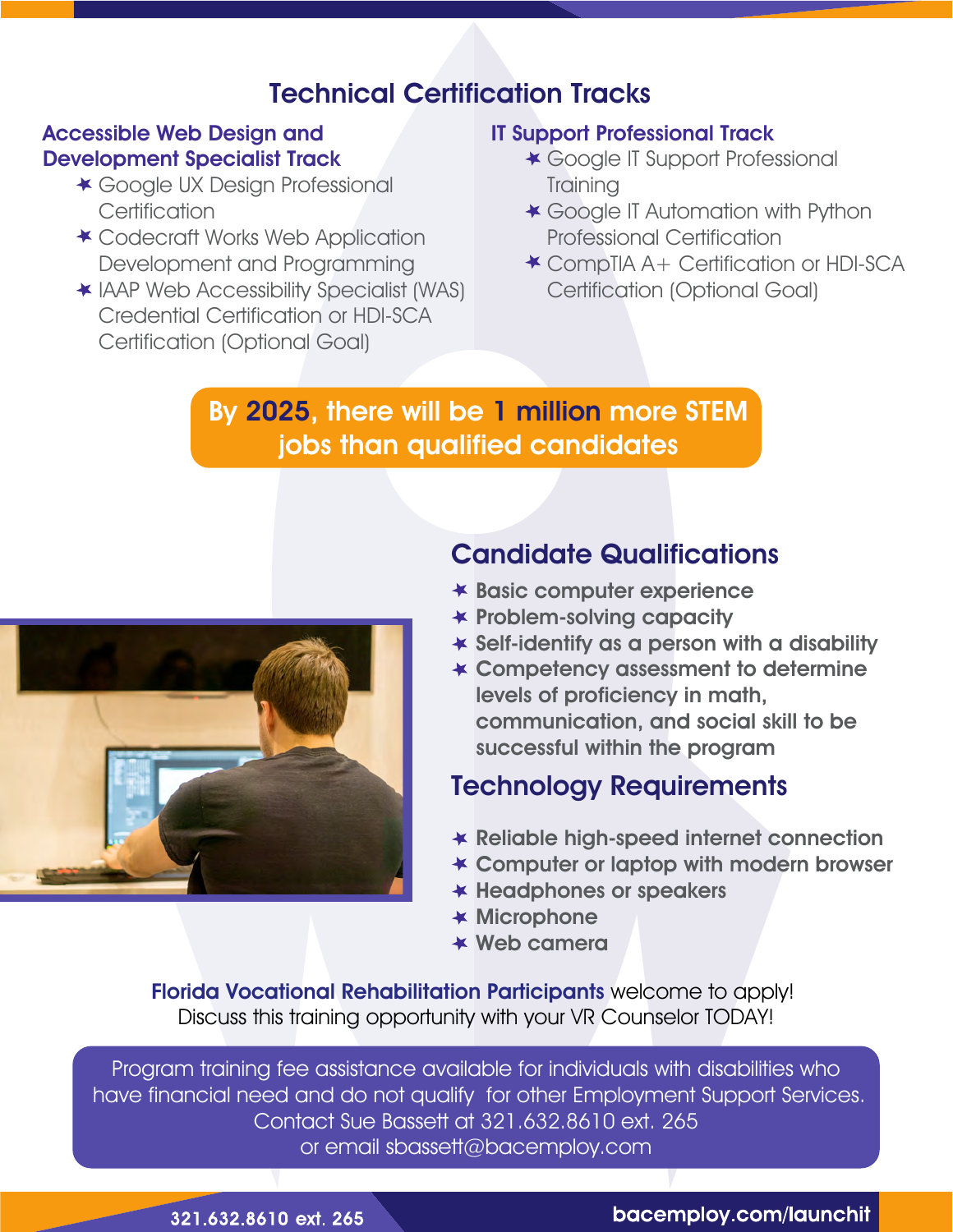# Technical Certification Tracks

## Accessible Web Design and Development Specialist Track

- Google UX Design Professional Certification
- Codecraft Works Web Application Development and Programming
- IAAP Web Accessibility Specialist (WAS) Credential Certification or HDI-SCA Certification (Optional Goal)

## IT Support Professional Track

- Google IT Support Professional Training
- Google IT Automation with Python Professional Certification
- CompTIA A+ Certification or HDI-SCA Certification (Optional Goal)

**By 2025, there will be 1 million more STEM jobs than qualified candidates**

## Candidate Qualifications

- **Basic computer experience**
- **Problem-solving capacity**
- **Self-identify as a person with a disability**
- **Competency assessment to determine levels of proficiency in math, communication, and social skill to be successful within the program**

## Technology Requirements

- **Reliable high-speed internet connection**
- **Computer or laptop with modern browser**
- **Headphones or speakers**
- **Microphone**
- **Web camera**

**Florida Vocational Rehabilitation Participants** welcome to apply!
Discuss this training opportunity with your VR Counselor TODAY!

Program training fee assistance available for individuals with disabilities who have financial need and do not qualify for other Employment Support Services.
Contact Sue Bassett at 321.632.8610 ext. 265
or email sbassett@bacemploy.com

**321.632.8610 ext. 265** **bacemploy.com/launchit**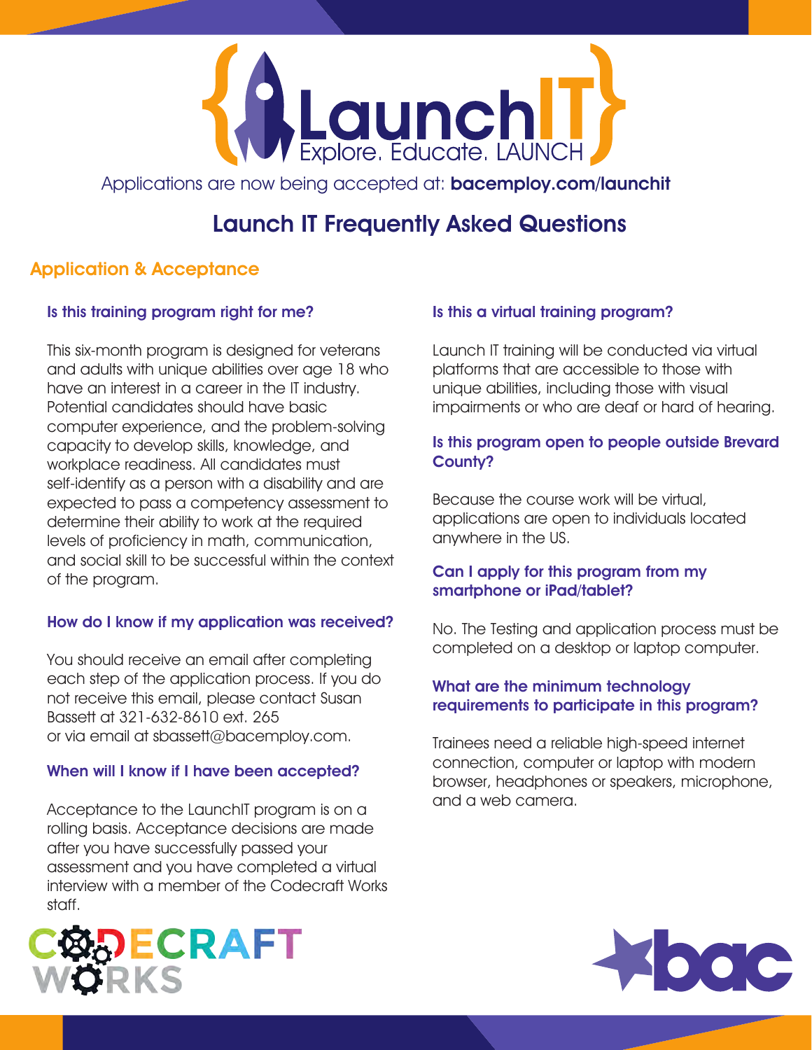# {LaunchIT}

Explore. Educate. LAUNCH

Applications are now being accepted at: **bacemploy.com/launchit**

## Launch IT Frequently Asked Questions

### Application & Acceptance

#### Is this training program right for me?

This six-month program is designed for veterans and adults with unique abilities over age 18 who have an interest in a career in the IT industry. Potential candidates should have basic computer experience, and the problem-solving capacity to develop skills, knowledge, and workplace readiness. All candidates must self-identify as a person with a disability and are expected to pass a competency assessment to determine their ability to work at the required levels of proficiency in math, communication, and social skill to be successful within the context of the program.

#### How do I know if my application was received?

You should receive an email after completing each step of the application process. If you do not receive this email, please contact Susan Bassett at 321-632-8610 ext. 265 or via email at sbassett@bacemploy.com.

#### When will I know if I have been accepted?

Acceptance to the LaunchIT program is on a rolling basis. Acceptance decisions are made after you have successfully passed your assessment and you have completed a virtual interview with a member of the Codecraft Works staff.

#### Is this a virtual training program?

Launch IT training will be conducted via virtual platforms that are accessible to those with unique abilities, including those with visual impairments or who are deaf or hard of hearing.

#### Is this program open to people outside Brevard County?

Because the course work will be virtual, applications are open to individuals located anywhere in the US.

#### Can I apply for this program from my smartphone or iPad/tablet?

No. The Testing and application process must be completed on a desktop or laptop computer.

#### What are the minimum technology requirements to participate in this program?

Trainees need a reliable high-speed internet connection, computer or laptop with modern browser, headphones or speakers, microphone, and a web camera.

CODECRAFT WORKS

bac